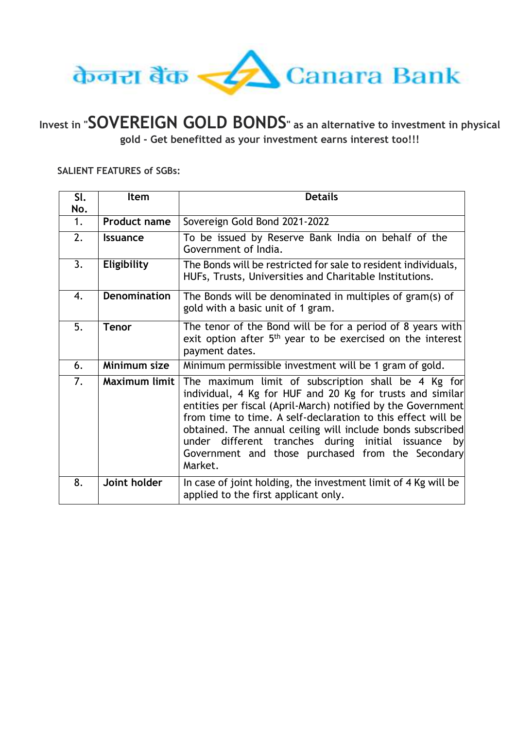केनरा बैंक Canara Bank

Invest in "**SOVEREIGN GOLD BONDS**" as an alternative to investment in physical gold - Get benefitted as your investment earns interest too!!!

**SALIENT FEATURES of SGBs:**

| Sl. No. | Item | Details |
|---|---|---|
| 1. | **Product name** | Sovereign Gold Bond 2021-2022 |
| 2. | **Issuance** | To be issued by Reserve Bank India on behalf of the Government of India. |
| 3. | **Eligibility** | The Bonds will be restricted for sale to resident individuals, HUFs, Trusts, Universities and Charitable Institutions. |
| 4. | **Denomination** | The Bonds will be denominated in multiples of gram(s) of gold with a basic unit of 1 gram. |
| 5. | **Tenor** | The tenor of the Bond will be for a period of 8 years with exit option after 5th year to be exercised on the interest payment dates. |
| 6. | **Minimum size** | Minimum permissible investment will be 1 gram of gold. |
| 7. | **Maximum limit** | The maximum limit of subscription shall be 4 Kg for individual, 4 Kg for HUF and 20 Kg for trusts and similar entities per fiscal (April-March) notified by the Government from time to time. A self-declaration to this effect will be obtained. The annual ceiling will include bonds subscribed under different tranches during initial issuance by Government and those purchased from the Secondary Market. |
| 8. | **Joint holder** | In case of joint holding, the investment limit of 4 Kg will be applied to the first applicant only. |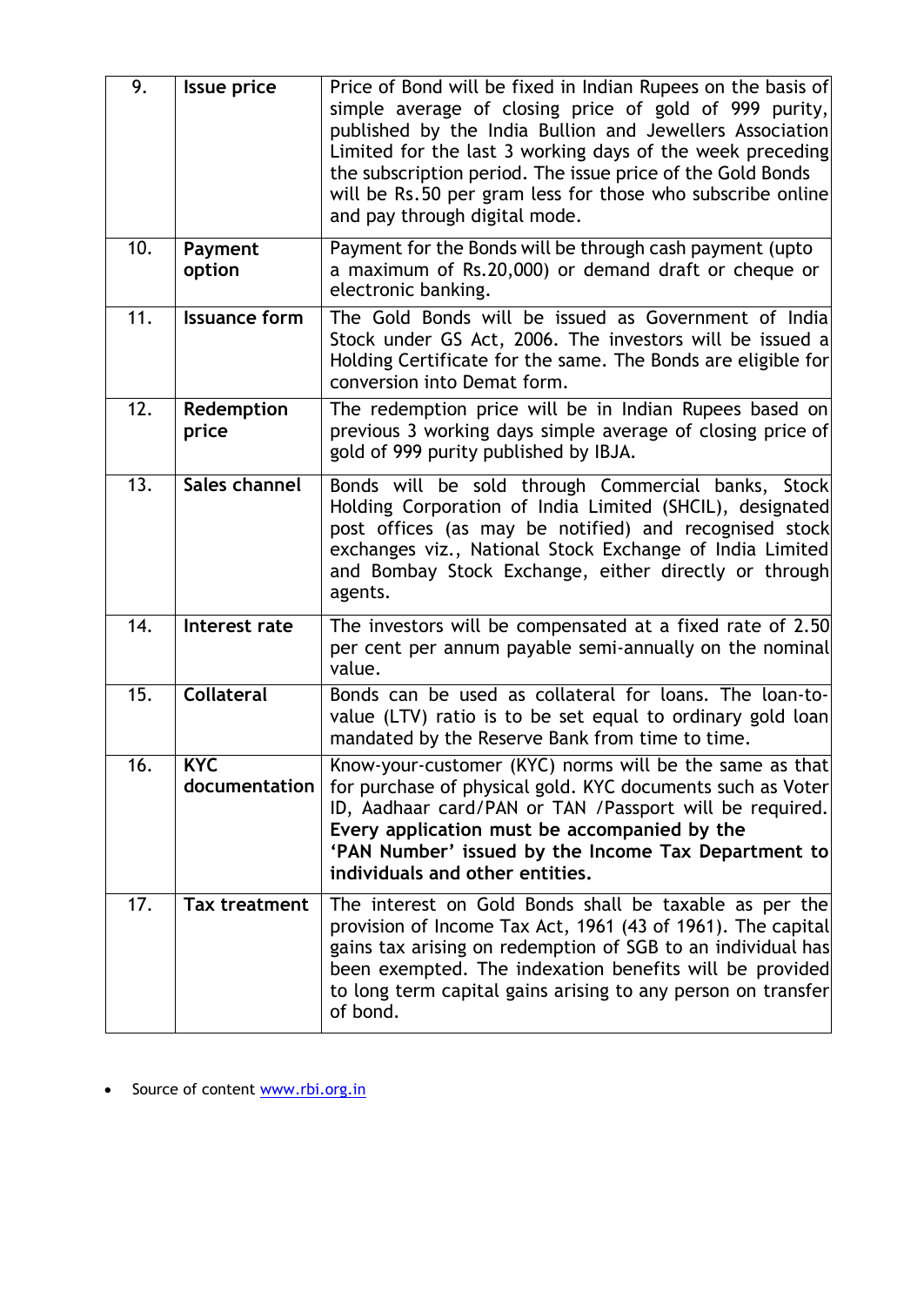| | | |
|---|---|---|
| 9. | **Issue price** | Price of Bond will be fixed in Indian Rupees on the basis of simple average of closing price of gold of 999 purity, published by the India Bullion and Jewellers Association Limited for the last 3 working days of the week preceding the subscription period. The issue price of the Gold Bonds will be Rs.50 per gram less for those who subscribe online and pay through digital mode. |
| 10. | **Payment option** | Payment for the Bonds will be through cash payment (upto a maximum of Rs.20,000) or demand draft or cheque or electronic banking. |
| 11. | **Issuance form** | The Gold Bonds will be issued as Government of India Stock under GS Act, 2006. The investors will be issued a Holding Certificate for the same. The Bonds are eligible for conversion into Demat form. |
| 12. | **Redemption price** | The redemption price will be in Indian Rupees based on previous 3 working days simple average of closing price of gold of 999 purity published by IBJA. |
| 13. | **Sales channel** | Bonds will be sold through Commercial banks, Stock Holding Corporation of India Limited (SHCIL), designated post offices (as may be notified) and recognised stock exchanges viz., National Stock Exchange of India Limited and Bombay Stock Exchange, either directly or through agents. |
| 14. | **Interest rate** | The investors will be compensated at a fixed rate of 2.50 per cent per annum payable semi-annually on the nominal value. |
| 15. | **Collateral** | Bonds can be used as collateral for loans. The loan-to-value (LTV) ratio is to be set equal to ordinary gold loan mandated by the Reserve Bank from time to time. |
| 16. | **KYC documentation** | Know-your-customer (KYC) norms will be the same as that for purchase of physical gold. KYC documents such as Voter ID, Aadhaar card/PAN or TAN /Passport will be required. **Every application must be accompanied by the 'PAN Number' issued by the Income Tax Department to individuals and other entities.** |
| 17. | **Tax treatment** | The interest on Gold Bonds shall be taxable as per the provision of Income Tax Act, 1961 (43 of 1961). The capital gains tax arising on redemption of SGB to an individual has been exempted. The indexation benefits will be provided to long term capital gains arising to any person on transfer of bond. |

- Source of content www.rbi.org.in